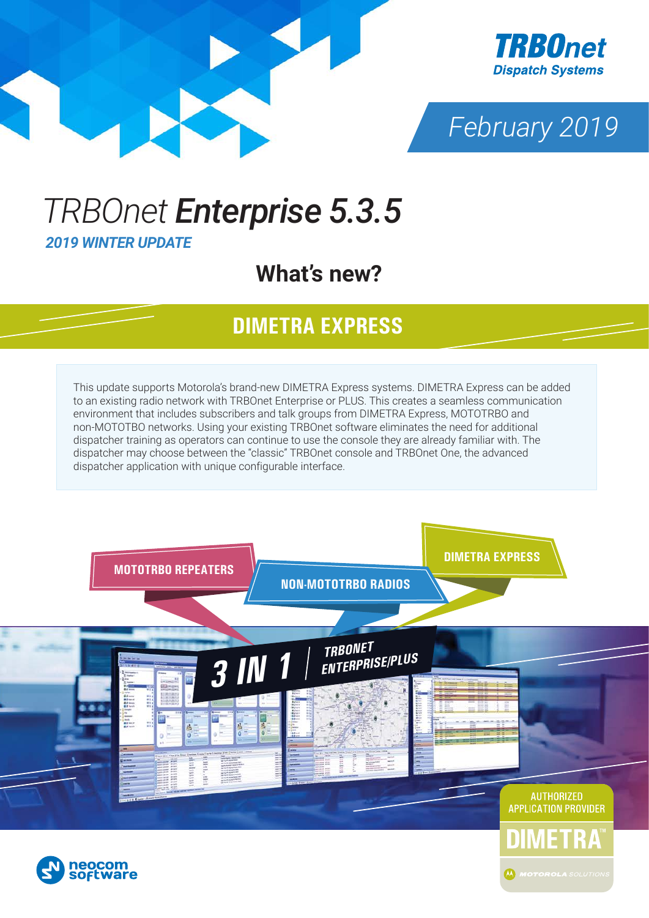TRBOnet Dispatch Systems

February 2019

# TRBOnet *Enterprise 5.3.5*

***2019 WINTER UPDATE***

## What's new?

## DIMETRA EXPRESS

This update supports Motorola's brand-new DIMETRA Express systems. DIMETRA Express can be added to an existing radio network with TRBOnet Enterprise or PLUS. This creates a seamless communication environment that includes subscribers and talk groups from DIMETRA Express, MOTOTRBO and non-MOTOTBO networks. Using your existing TRBOnet software eliminates the need for additional dispatcher training as operators can continue to use the console they are already familiar with. The dispatcher may choose between the "classic" TRBOnet console and TRBOnet One, the advanced dispatcher application with unique configurable interface.

MOTOTRBO REPEATERS

NON-MOTOTRBO RADIOS

DIMETRA EXPRESS

3 IN 1 | TRBONET ENTERPRISE/PLUS

AUTHORIZED APPLICATION PROVIDER
DIMETRA™
MOTOROLA SOLUTIONS

neocom software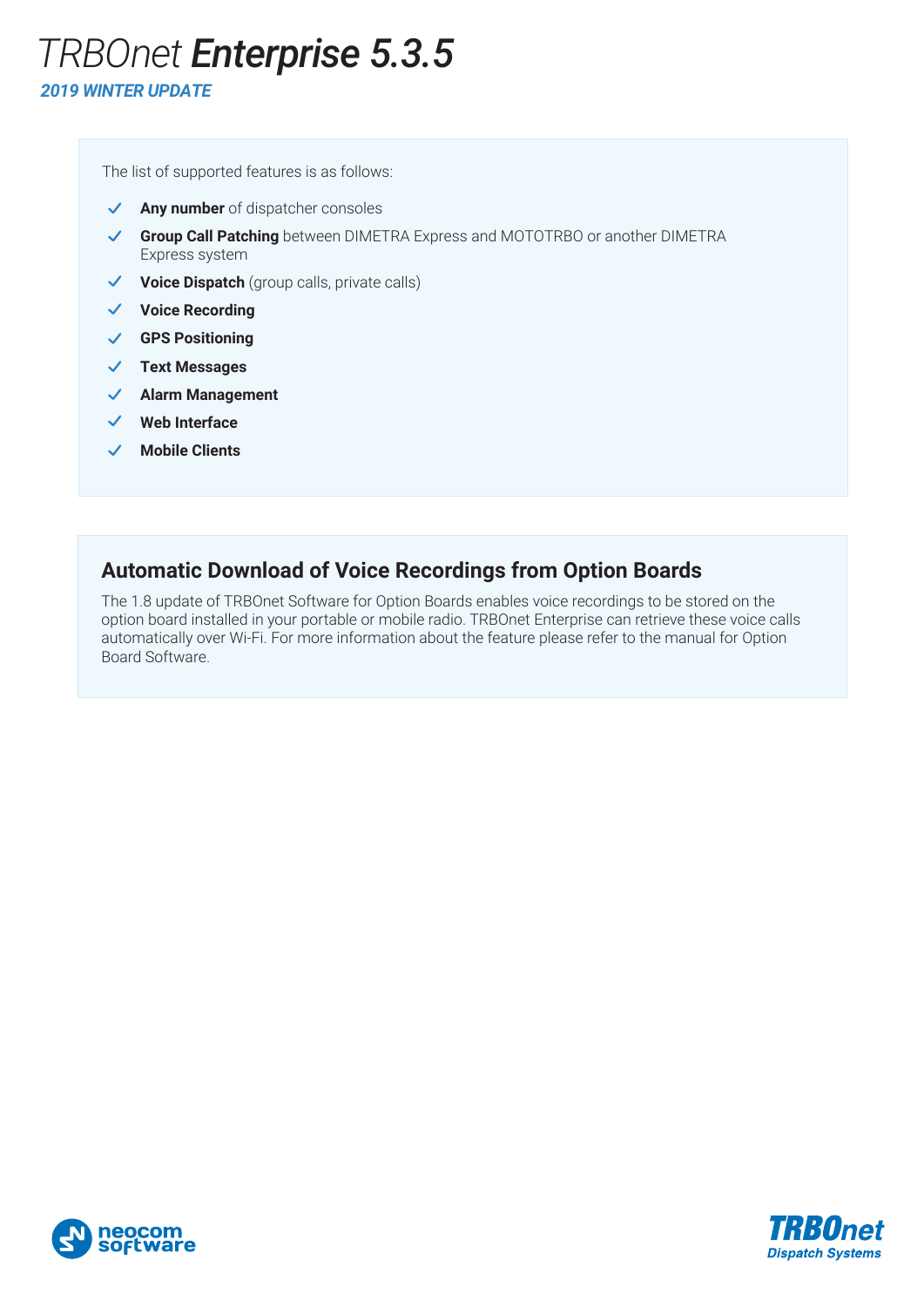The list of supported features is as follows:

- **Any number** of dispatcher consoles
- **Group Call Patching** between DIMETRA Express and MOTOTRBO or another DIMETRA Express system
- **Voice Dispatch** (group calls, private calls)
- **Voice Recording**
- **GPS Positioning**
- **Text Messages**
- **Alarm Management**
- **Web Interface**
- **Mobile Clients**

## Automatic Download of Voice Recordings from Option Boards

The 1.8 update of TRBOnet Software for Option Boards enables voice recordings to be stored on the option board installed in your portable or mobile radio. TRBOnet Enterprise can retrieve these voice calls automatically over Wi-Fi. For more information about the feature please refer to the manual for Option Board Software.